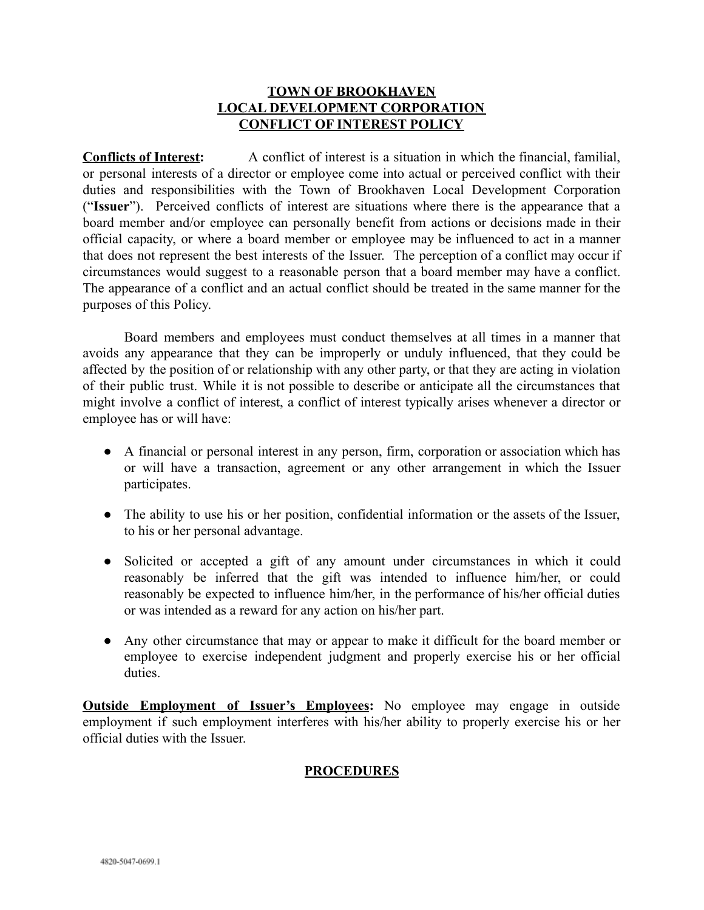# TOWN OF BROOKHAVEN LOCAL DEVELOPMENT CORPORATION CONFLICT OF INTEREST POLICY

**Conflicts of Interest:** A conflict of interest is a situation in which the financial, familial, or personal interests of a director or employee come into actual or perceived conflict with their duties and responsibilities with the Town of Brookhaven Local Development Corporation ("**Issuer**"). Perceived conflicts of interest are situations where there is the appearance that a board member and/or employee can personally benefit from actions or decisions made in their official capacity, or where a board member or employee may be influenced to act in a manner that does not represent the best interests of the Issuer. The perception of a conflict may occur if circumstances would suggest to a reasonable person that a board member may have a conflict. The appearance of a conflict and an actual conflict should be treated in the same manner for the purposes of this Policy.

Board members and employees must conduct themselves at all times in a manner that avoids any appearance that they can be improperly or unduly influenced, that they could be affected by the position of or relationship with any other party, or that they are acting in violation of their public trust. While it is not possible to describe or anticipate all the circumstances that might involve a conflict of interest, a conflict of interest typically arises whenever a director or employee has or will have:

- A financial or personal interest in any person, firm, corporation or association which has or will have a transaction, agreement or any other arrangement in which the Issuer participates.
- The ability to use his or her position, confidential information or the assets of the Issuer, to his or her personal advantage.
- Solicited or accepted a gift of any amount under circumstances in which it could reasonably be inferred that the gift was intended to influence him/her, or could reasonably be expected to influence him/her, in the performance of his/her official duties or was intended as a reward for any action on his/her part.
- Any other circumstance that may or appear to make it difficult for the board member or employee to exercise independent judgment and properly exercise his or her official duties.

**Outside Employment of Issuer's Employees:** No employee may engage in outside employment if such employment interferes with his/her ability to properly exercise his or her official duties with the Issuer.

## PROCEDURES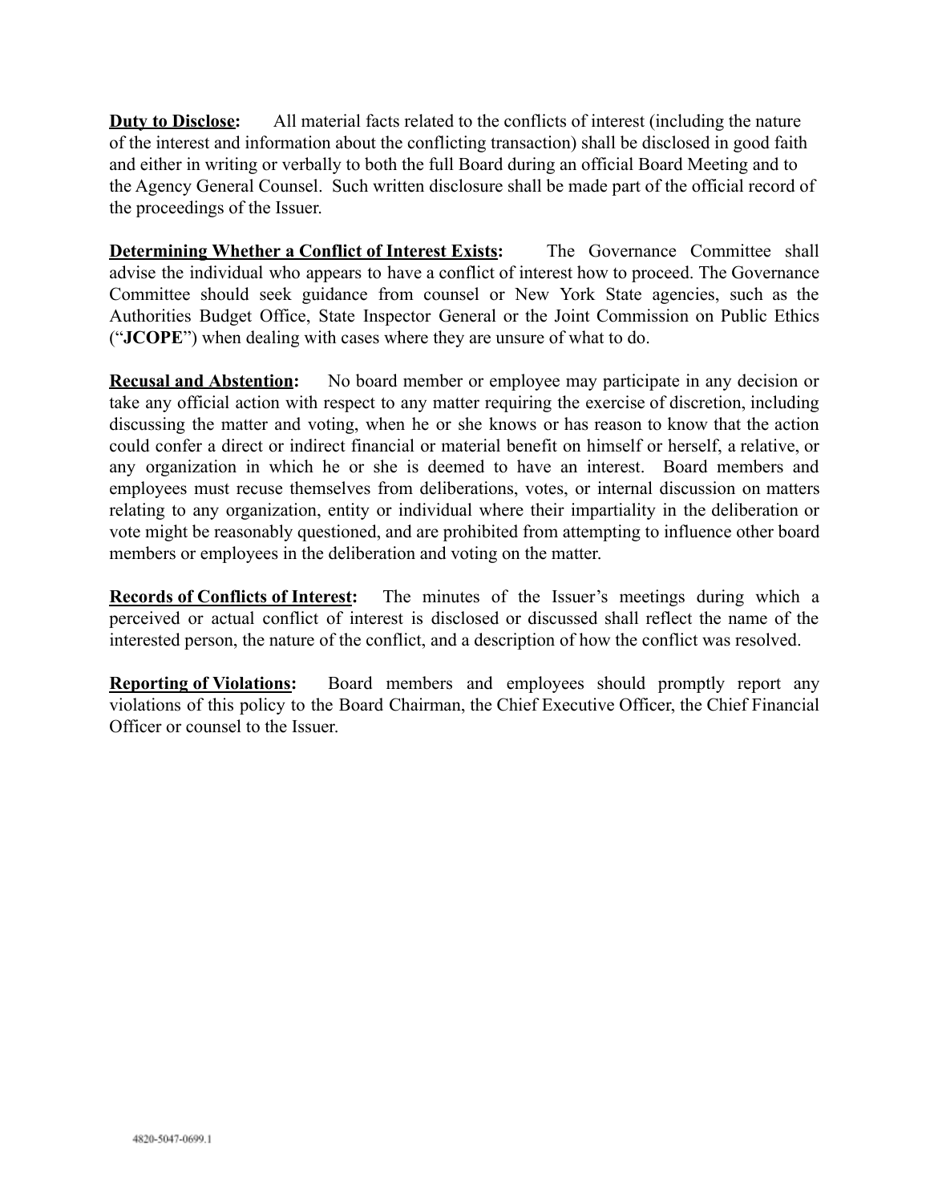**Duty to Disclose:** All material facts related to the conflicts of interest (including the nature of the interest and information about the conflicting transaction) shall be disclosed in good faith and either in writing or verbally to both the full Board during an official Board Meeting and to the Agency General Counsel. Such written disclosure shall be made part of the official record of the proceedings of the Issuer.

**Determining Whether a Conflict of Interest Exists:** The Governance Committee shall advise the individual who appears to have a conflict of interest how to proceed. The Governance Committee should seek guidance from counsel or New York State agencies, such as the Authorities Budget Office, State Inspector General or the Joint Commission on Public Ethics ("**JCOPE**") when dealing with cases where they are unsure of what to do.

**Recusal and Abstention:** No board member or employee may participate in any decision or take any official action with respect to any matter requiring the exercise of discretion, including discussing the matter and voting, when he or she knows or has reason to know that the action could confer a direct or indirect financial or material benefit on himself or herself, a relative, or any organization in which he or she is deemed to have an interest. Board members and employees must recuse themselves from deliberations, votes, or internal discussion on matters relating to any organization, entity or individual where their impartiality in the deliberation or vote might be reasonably questioned, and are prohibited from attempting to influence other board members or employees in the deliberation and voting on the matter.

**Records of Conflicts of Interest:** The minutes of the Issuer's meetings during which a perceived or actual conflict of interest is disclosed or discussed shall reflect the name of the interested person, the nature of the conflict, and a description of how the conflict was resolved.

**Reporting of Violations:** Board members and employees should promptly report any violations of this policy to the Board Chairman, the Chief Executive Officer, the Chief Financial Officer or counsel to the Issuer.